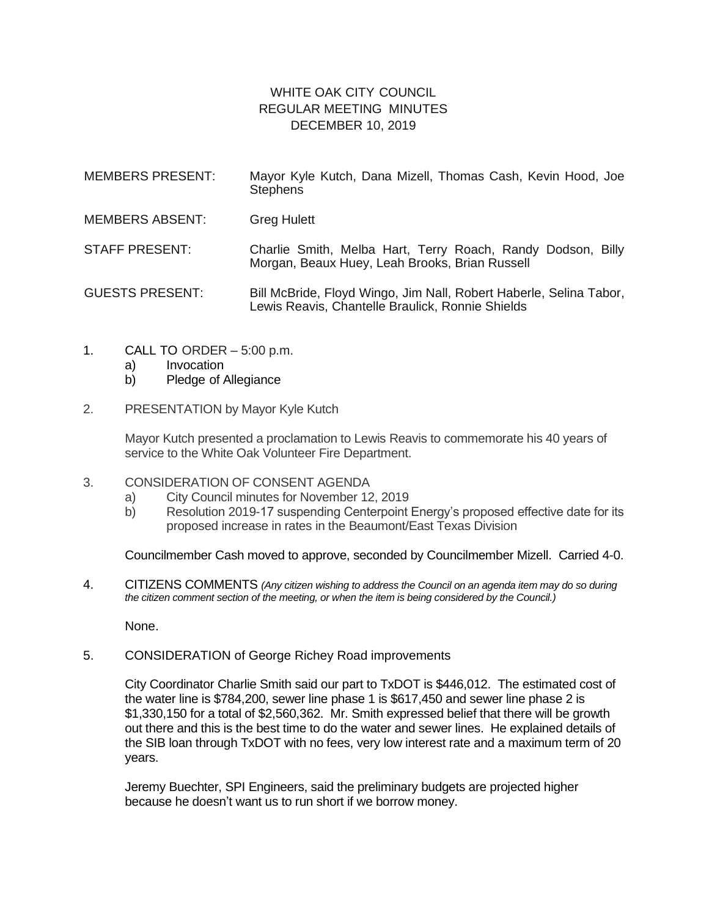# WHITE OAK CITY COUNCIL
## REGULAR MEETING MINUTES
## DECEMBER 10, 2019

| | |
|---|---|
| MEMBERS PRESENT: | Mayor Kyle Kutch, Dana Mizell, Thomas Cash, Kevin Hood, Joe Stephens |
| MEMBERS ABSENT: | Greg Hulett |
| STAFF PRESENT: | Charlie Smith, Melba Hart, Terry Roach, Randy Dodson, Billy Morgan, Beaux Huey, Leah Brooks, Brian Russell |
| GUESTS PRESENT: | Bill McBride, Floyd Wingo, Jim Nall, Robert Haberle, Selina Tabor, Lewis Reavis, Chantelle Braulick, Ronnie Shields |

1. CALL TO ORDER – 5:00 p.m.
   a) Invocation
   b) Pledge of Allegiance

2. PRESENTATION by Mayor Kyle Kutch

   Mayor Kutch presented a proclamation to Lewis Reavis to commemorate his 40 years of service to the White Oak Volunteer Fire Department.

3. CONSIDERATION OF CONSENT AGENDA
   a) City Council minutes for November 12, 2019
   b) Resolution 2019-17 suspending Centerpoint Energy's proposed effective date for its proposed increase in rates in the Beaumont/East Texas Division

   Councilmember Cash moved to approve, seconded by Councilmember Mizell. Carried 4-0.

4. CITIZENS COMMENTS *(Any citizen wishing to address the Council on an agenda item may do so during the citizen comment section of the meeting, or when the item is being considered by the Council.)*

   None.

5. CONSIDERATION of George Richey Road improvements

   City Coordinator Charlie Smith said our part to TxDOT is $446,012. The estimated cost of the water line is $784,200, sewer line phase 1 is $617,450 and sewer line phase 2 is $1,330,150 for a total of $2,560,362. Mr. Smith expressed belief that there will be growth out there and this is the best time to do the water and sewer lines. He explained details of the SIB loan through TxDOT with no fees, very low interest rate and a maximum term of 20 years.

   Jeremy Buechter, SPI Engineers, said the preliminary budgets are projected higher because he doesn't want us to run short if we borrow money.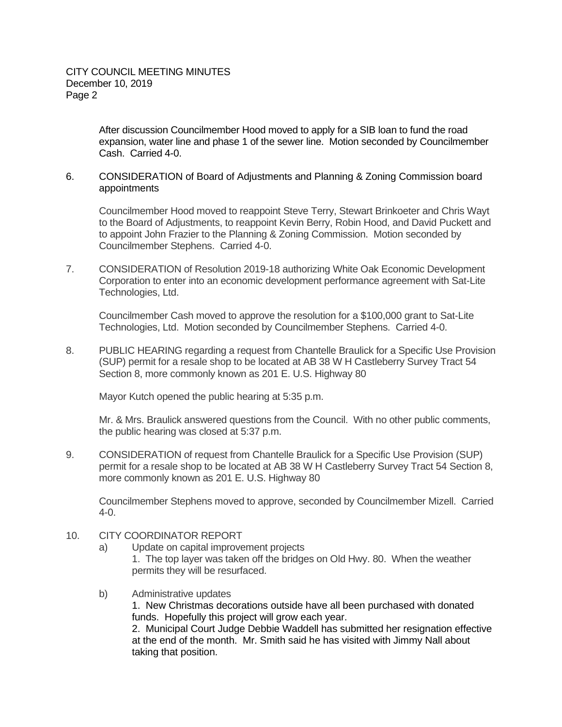After discussion Councilmember Hood moved to apply for a SIB loan to fund the road expansion, water line and phase 1 of the sewer line. Motion seconded by Councilmember Cash. Carried 4-0.

6. CONSIDERATION of Board of Adjustments and Planning & Zoning Commission board appointments

   Councilmember Hood moved to reappoint Steve Terry, Stewart Brinkoeter and Chris Wayt to the Board of Adjustments, to reappoint Kevin Berry, Robin Hood, and David Puckett and to appoint John Frazier to the Planning & Zoning Commission. Motion seconded by Councilmember Stephens. Carried 4-0.

7. CONSIDERATION of Resolution 2019-18 authorizing White Oak Economic Development Corporation to enter into an economic development performance agreement with Sat-Lite Technologies, Ltd.

   Councilmember Cash moved to approve the resolution for a $100,000 grant to Sat-Lite Technologies, Ltd. Motion seconded by Councilmember Stephens. Carried 4-0.

8. PUBLIC HEARING regarding a request from Chantelle Braulick for a Specific Use Provision (SUP) permit for a resale shop to be located at AB 38 W H Castleberry Survey Tract 54 Section 8, more commonly known as 201 E. U.S. Highway 80

   Mayor Kutch opened the public hearing at 5:35 p.m.

   Mr. & Mrs. Braulick answered questions from the Council. With no other public comments, the public hearing was closed at 5:37 p.m.

9. CONSIDERATION of request from Chantelle Braulick for a Specific Use Provision (SUP) permit for a resale shop to be located at AB 38 W H Castleberry Survey Tract 54 Section 8, more commonly known as 201 E. U.S. Highway 80

   Councilmember Stephens moved to approve, seconded by Councilmember Mizell. Carried 4-0.

10. CITY COORDINATOR REPORT
    a) Update on capital improvement projects
       1. The top layer was taken off the bridges on Old Hwy. 80. When the weather permits they will be resurfaced.

    b) Administrative updates
       1. New Christmas decorations outside have all been purchased with donated funds. Hopefully this project will grow each year.
       2. Municipal Court Judge Debbie Waddell has submitted her resignation effective at the end of the month. Mr. Smith said he has visited with Jimmy Nall about taking that position.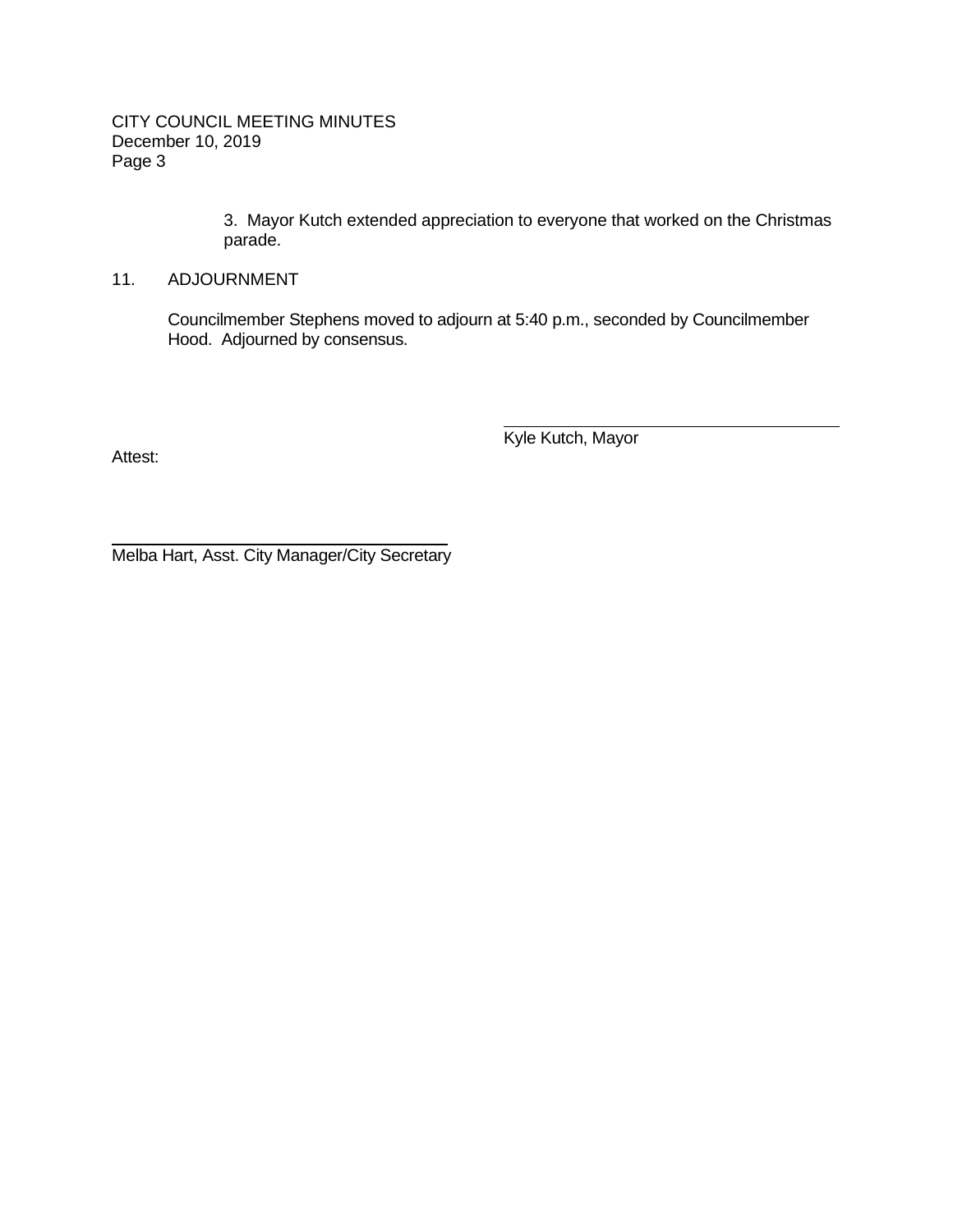3. Mayor Kutch extended appreciation to everyone that worked on the Christmas parade.

## 11. ADJOURNMENT

Councilmember Stephens moved to adjourn at 5:40 p.m., seconded by Councilmember Hood. Adjourned by consensus.

\_\_\_\_\_\_\_\_\_\_\_\_\_\_\_\_\_\_\_\_\_\_\_\_\_\_\_\_\_\_\_\_\_\_\_\_
Kyle Kutch, Mayor

Attest:

\_\_\_\_\_\_\_\_\_\_\_\_\_\_\_\_\_\_\_\_\_\_\_\_\_\_\_\_\_\_\_\_\_\_\_\_
Melba Hart, Asst. City Manager/City Secretary